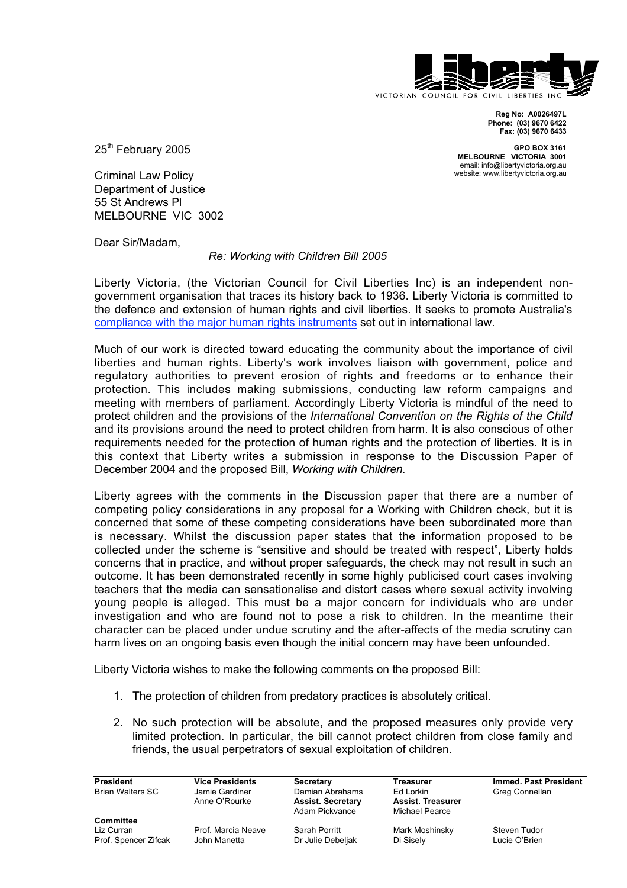**Liberty**

VICTORIAN COUNCIL FOR CIVIL LIBERTIES INC

**Reg No: A0026497L**
**Phone: (03) 9670 6422**
**Fax: (03) 9670 6433**

**GPO BOX 3161**
**MELBOURNE VICTORIA 3001**
email: info@libertyvictoria.org.au
website: www.libertyvictoria.org.au

25th February 2005

Criminal Law Policy
Department of Justice
55 St Andrews Pl
MELBOURNE VIC 3002

Dear Sir/Madam,

*Re: Working with Children Bill 2005*

Liberty Victoria, (the Victorian Council for Civil Liberties Inc) is an independent non-government organisation that traces its history back to 1936. Liberty Victoria is committed to the defence and extension of human rights and civil liberties. It seeks to promote Australia's compliance with the major human rights instruments set out in international law.

Much of our work is directed toward educating the community about the importance of civil liberties and human rights. Liberty's work involves liaison with government, police and regulatory authorities to prevent erosion of rights and freedoms or to enhance their protection. This includes making submissions, conducting law reform campaigns and meeting with members of parliament. Accordingly Liberty Victoria is mindful of the need to protect children and the provisions of the *International Convention on the Rights of the Child* and its provisions around the need to protect children from harm. It is also conscious of other requirements needed for the protection of human rights and the protection of liberties. It is in this context that Liberty writes a submission in response to the Discussion Paper of December 2004 and the proposed Bill, *Working with Children.*

Liberty agrees with the comments in the Discussion paper that there are a number of competing policy considerations in any proposal for a Working with Children check, but it is concerned that some of these competing considerations have been subordinated more than is necessary. Whilst the discussion paper states that the information proposed to be collected under the scheme is "sensitive and should be treated with respect", Liberty holds concerns that in practice, and without proper safeguards, the check may not result in such an outcome. It has been demonstrated recently in some highly publicised court cases involving teachers that the media can sensationalise and distort cases where sexual activity involving young people is alleged. This must be a major concern for individuals who are under investigation and who are found not to pose a risk to children. In the meantime their character can be placed under undue scrutiny and the after-affects of the media scrutiny can harm lives on an ongoing basis even though the initial concern may have been unfounded.

Liberty Victoria wishes to make the following comments on the proposed Bill:

1. The protection of children from predatory practices is absolutely critical.

2. No such protection will be absolute, and the proposed measures only provide very limited protection. In particular, the bill cannot protect children from close family and friends, the usual perpetrators of sexual exploitation of children.

| **President** | **Vice Presidents** | **Secretary** | **Treasurer** | **Immed. Past President** |
|---|---|---|---|---|
| Brian Walters SC | Jamie Gardiner | Damian Abrahams | Ed Lorkin | Greg Connellan |
| | Anne O'Rourke | **Assist. Secretary** | **Assist. Treasurer** | |
| | | Adam Pickvance | Michael Pearce | |
| **Committee** | | | | |
| Liz Curran | Prof. Marcia Neave | Sarah Porritt | Mark Moshinsky | Steven Tudor |
| Prof. Spencer Zifcak | John Manetta | Dr Julie Debeljak | Di Sisely | Lucie O'Brien |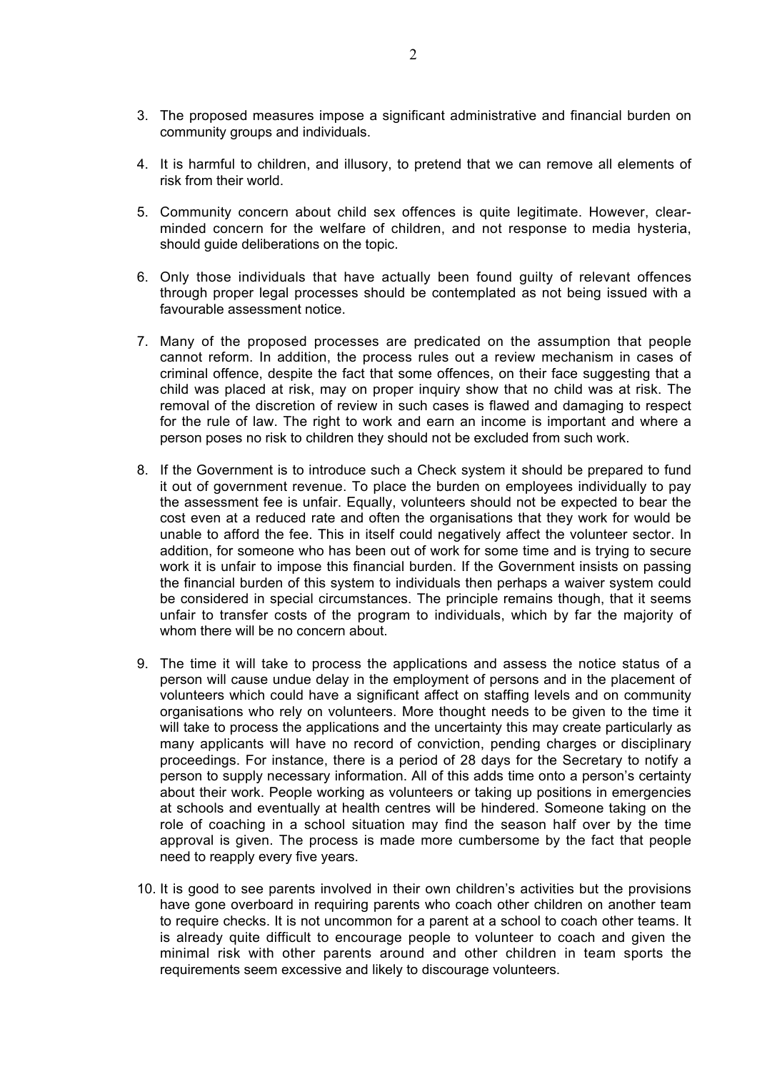3. The proposed measures impose a significant administrative and financial burden on community groups and individuals.

4. It is harmful to children, and illusory, to pretend that we can remove all elements of risk from their world.

5. Community concern about child sex offences is quite legitimate. However, clear-minded concern for the welfare of children, and not response to media hysteria, should guide deliberations on the topic.

6. Only those individuals that have actually been found guilty of relevant offences through proper legal processes should be contemplated as not being issued with a favourable assessment notice.

7. Many of the proposed processes are predicated on the assumption that people cannot reform. In addition, the process rules out a review mechanism in cases of criminal offence, despite the fact that some offences, on their face suggesting that a child was placed at risk, may on proper inquiry show that no child was at risk. The removal of the discretion of review in such cases is flawed and damaging to respect for the rule of law. The right to work and earn an income is important and where a person poses no risk to children they should not be excluded from such work.

8. If the Government is to introduce such a Check system it should be prepared to fund it out of government revenue. To place the burden on employees individually to pay the assessment fee is unfair. Equally, volunteers should not be expected to bear the cost even at a reduced rate and often the organisations that they work for would be unable to afford the fee. This in itself could negatively affect the volunteer sector. In addition, for someone who has been out of work for some time and is trying to secure work it is unfair to impose this financial burden. If the Government insists on passing the financial burden of this system to individuals then perhaps a waiver system could be considered in special circumstances. The principle remains though, that it seems unfair to transfer costs of the program to individuals, which by far the majority of whom there will be no concern about.

9. The time it will take to process the applications and assess the notice status of a person will cause undue delay in the employment of persons and in the placement of volunteers which could have a significant affect on staffing levels and on community organisations who rely on volunteers. More thought needs to be given to the time it will take to process the applications and the uncertainty this may create particularly as many applicants will have no record of conviction, pending charges or disciplinary proceedings. For instance, there is a period of 28 days for the Secretary to notify a person to supply necessary information. All of this adds time onto a person's certainty about their work. People working as volunteers or taking up positions in emergencies at schools and eventually at health centres will be hindered. Someone taking on the role of coaching in a school situation may find the season half over by the time approval is given. The process is made more cumbersome by the fact that people need to reapply every five years.

10. It is good to see parents involved in their own children's activities but the provisions have gone overboard in requiring parents who coach other children on another team to require checks. It is not uncommon for a parent at a school to coach other teams. It is already quite difficult to encourage people to volunteer to coach and given the minimal risk with other parents around and other children in team sports the requirements seem excessive and likely to discourage volunteers.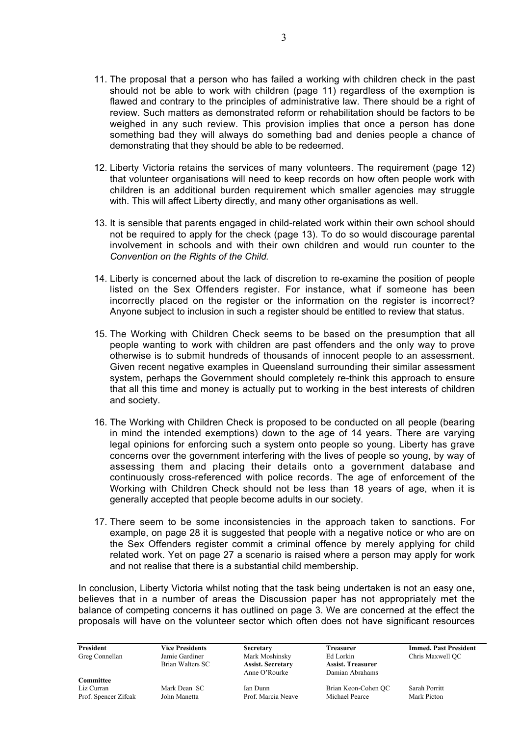11. The proposal that a person who has failed a working with children check in the past should not be able to work with children (page 11) regardless of the exemption is flawed and contrary to the principles of administrative law. There should be a right of review. Such matters as demonstrated reform or rehabilitation should be factors to be weighed in any such review. This provision implies that once a person has done something bad they will always do something bad and denies people a chance of demonstrating that they should be able to be redeemed.

12. Liberty Victoria retains the services of many volunteers. The requirement (page 12) that volunteer organisations will need to keep records on how often people work with children is an additional burden requirement which smaller agencies may struggle with. This will affect Liberty directly, and many other organisations as well.

13. It is sensible that parents engaged in child-related work within their own school should not be required to apply for the check (page 13). To do so would discourage parental involvement in schools and with their own children and would run counter to the *Convention on the Rights of the Child.*

14. Liberty is concerned about the lack of discretion to re-examine the position of people listed on the Sex Offenders register. For instance, what if someone has been incorrectly placed on the register or the information on the register is incorrect? Anyone subject to inclusion in such a register should be entitled to review that status.

15. The Working with Children Check seems to be based on the presumption that all people wanting to work with children are past offenders and the only way to prove otherwise is to submit hundreds of thousands of innocent people to an assessment. Given recent negative examples in Queensland surrounding their similar assessment system, perhaps the Government should completely re-think this approach to ensure that all this time and money is actually put to working in the best interests of children and society.

16. The Working with Children Check is proposed to be conducted on all people (bearing in mind the intended exemptions) down to the age of 14 years. There are varying legal opinions for enforcing such a system onto people so young. Liberty has grave concerns over the government interfering with the lives of people so young, by way of assessing them and placing their details onto a government database and continuously cross-referenced with police records. The age of enforcement of the Working with Children Check should not be less than 18 years of age, when it is generally accepted that people become adults in our society.

17. There seem to be some inconsistencies in the approach taken to sanctions. For example, on page 28 it is suggested that people with a negative notice or who are on the Sex Offenders register commit a criminal offence by merely applying for child related work. Yet on page 27 a scenario is raised where a person may apply for work and not realise that there is a substantial child membership.

In conclusion, Liberty Victoria whilst noting that the task being undertaken is not an easy one, believes that in a number of areas the Discussion paper has not appropriately met the balance of competing concerns it has outlined on page 3. We are concerned at the effect the proposals will have on the volunteer sector which often does not have significant resources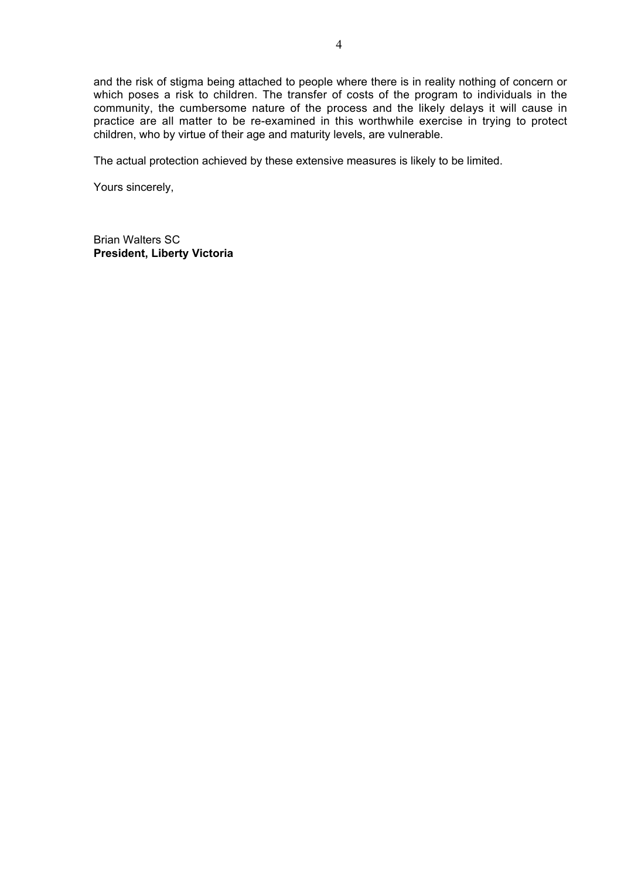and the risk of stigma being attached to people where there is in reality nothing of concern or which poses a risk to children. The transfer of costs of the program to individuals in the community, the cumbersome nature of the process and the likely delays it will cause in practice are all matter to be re-examined in this worthwhile exercise in trying to protect children, who by virtue of their age and maturity levels, are vulnerable.

The actual protection achieved by these extensive measures is likely to be limited.

Yours sincerely,

Brian Walters SC
**President, Liberty Victoria**